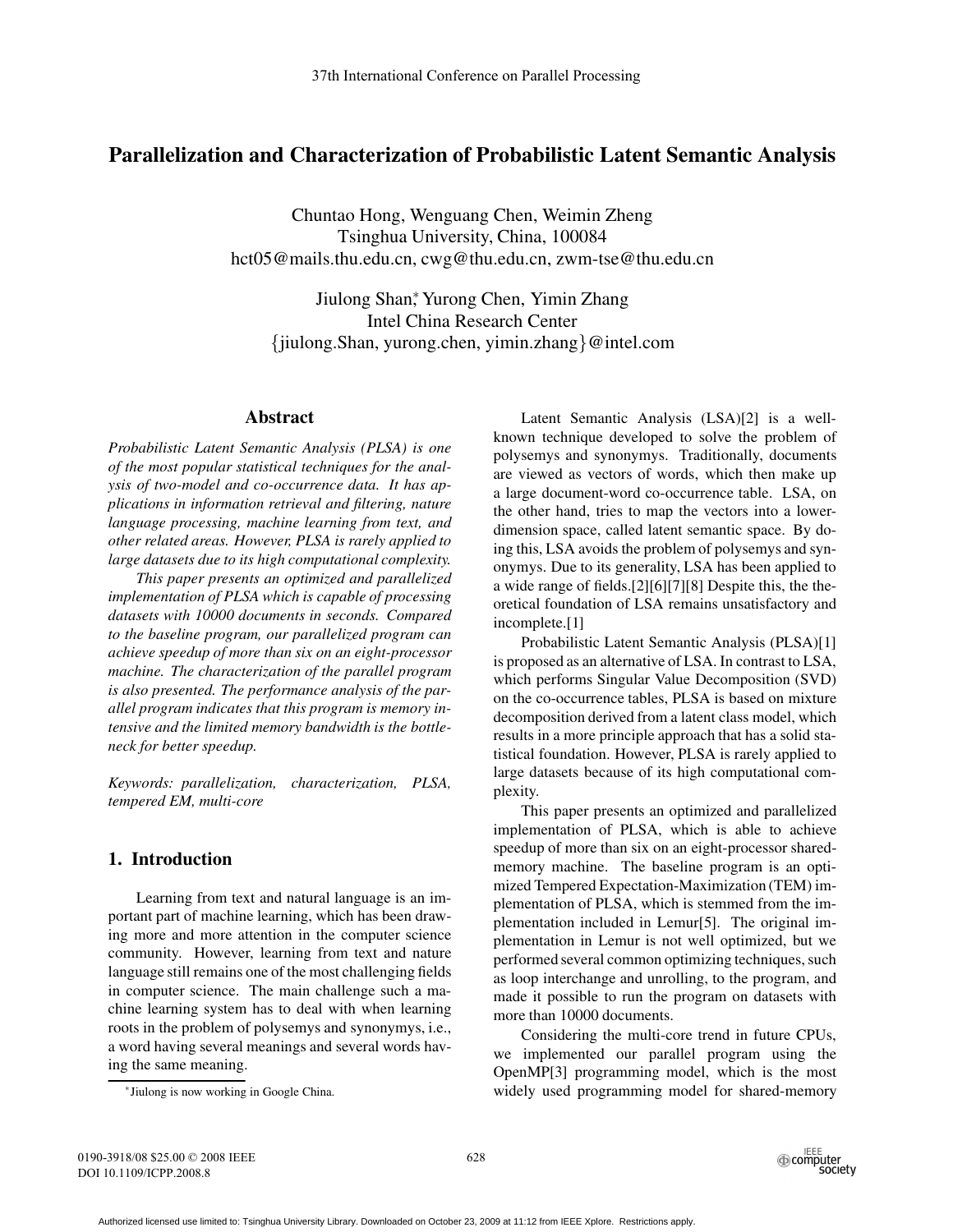# Parallelization and Characterization of Probabilistic Latent Semantic Analysis

Chuntao Hong, Wenguang Chen, Weimin Zheng
Tsinghua University, China, 100084
hct05@mails.thu.edu.cn, cwg@thu.edu.cn, zwm-tse@thu.edu.cn

Jiulong Shan*, Yurong Chen, Yimin Zhang
Intel China Research Center
{jiulong.Shan, yurong.chen, yimin.zhang}@intel.com

## Abstract

*Probabilistic Latent Semantic Analysis (PLSA) is one of the most popular statistical techniques for the analysis of two-model and co-occurrence data. It has applications in information retrieval and filtering, nature language processing, machine learning from text, and other related areas. However, PLSA is rarely applied to large datasets due to its high computational complexity.*

*This paper presents an optimized and parallelized implementation of PLSA which is capable of processing datasets with 10000 documents in seconds. Compared to the baseline program, our parallelized program can achieve speedup of more than six on an eight-processor machine. The characterization of the parallel program is also presented. The performance analysis of the parallel program indicates that this program is memory intensive and the limited memory bandwidth is the bottleneck for better speedup.*

*Keywords: parallelization, characterization, PLSA, tempered EM, multi-core*

## 1. Introduction

Learning from text and natural language is an important part of machine learning, which has been drawing more and more attention in the computer science community. However, learning from text and nature language still remains one of the most challenging fields in computer science. The main challenge such a machine learning system has to deal with when learning roots in the problem of polysemys and synonymys, i.e., a word having several meanings and several words having the same meaning.

Latent Semantic Analysis (LSA)[2] is a well-known technique developed to solve the problem of polysemys and synonymys. Traditionally, documents are viewed as vectors of words, which then make up a large document-word co-occurrence table. LSA, on the other hand, tries to map the vectors into a lower-dimension space, called latent semantic space. By doing this, LSA avoids the problem of polysemys and synonymys. Due to its generality, LSA has been applied to a wide range of fields.[2][6][7][8] Despite this, the theoretical foundation of LSA remains unsatisfactory and incomplete.[1]

Probabilistic Latent Semantic Analysis (PLSA)[1] is proposed as an alternative of LSA. In contrast to LSA, which performs Singular Value Decomposition (SVD) on the co-occurrence tables, PLSA is based on mixture decomposition derived from a latent class model, which results in a more principle approach that has a solid statistical foundation. However, PLSA is rarely applied to large datasets because of its high computational complexity.

This paper presents an optimized and parallelized implementation of PLSA, which is able to achieve speedup of more than six on an eight-processor shared-memory machine. The baseline program is an optimized Tempered Expectation-Maximization (TEM) implementation of PLSA, which is stemmed from the implementation included in Lemur[5]. The original implementation in Lemur is not well optimized, but we performed several common optimizing techniques, such as loop interchange and unrolling, to the program, and made it possible to run the program on datasets with more than 10000 documents.

Considering the multi-core trend in future CPUs, we implemented our parallel program using the OpenMP[3] programming model, which is the most widely used programming model for shared-memory

*Jiulong is now working in Google China.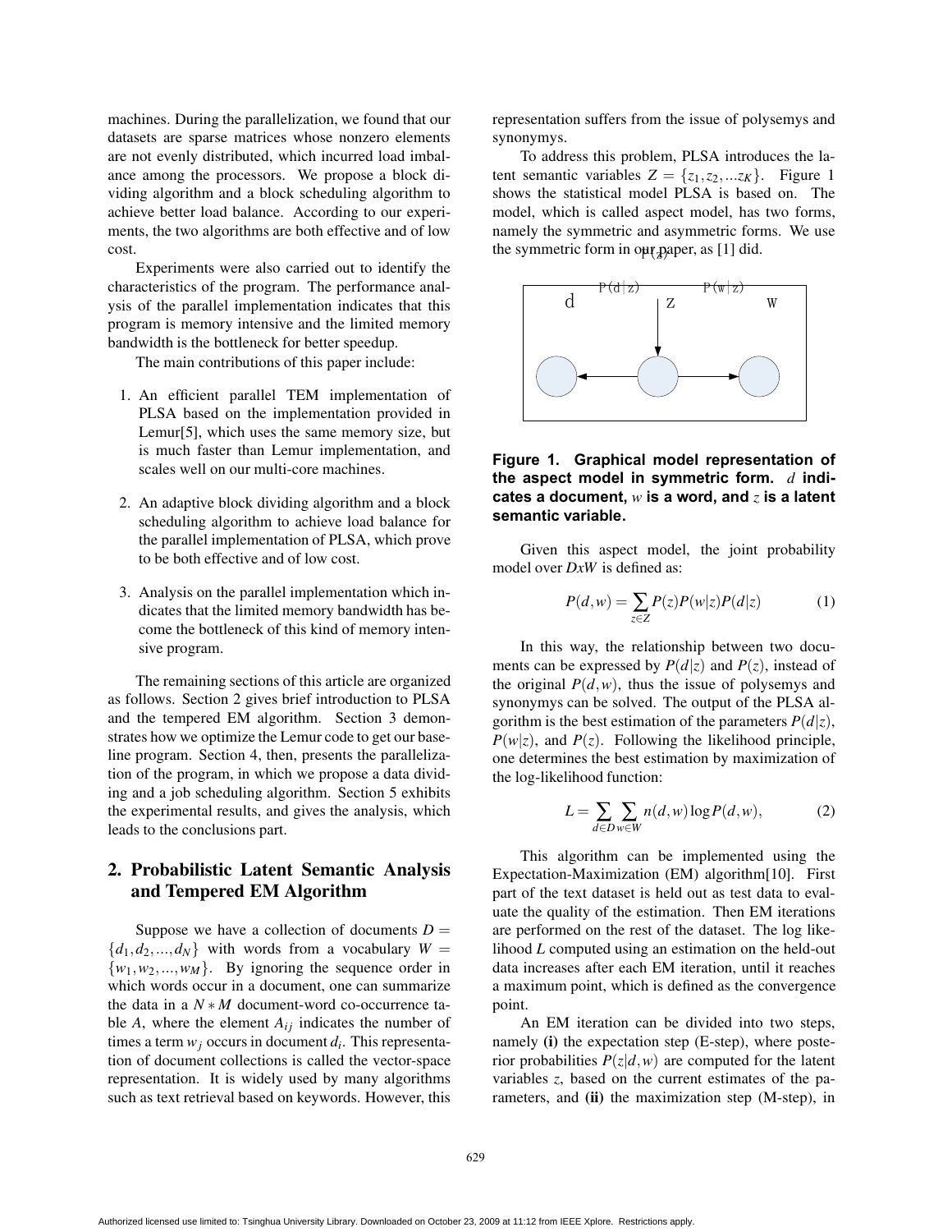machines. During the parallelization, we found that our datasets are sparse matrices whose nonzero elements are not evenly distributed, which incurred load imbalance among the processors. We propose a block dividing algorithm and a block scheduling algorithm to achieve better load balance. According to our experiments, the two algorithms are both effective and of low cost.

Experiments were also carried out to identify the characteristics of the program. The performance analysis of the parallel implementation indicates that this program is memory intensive and the limited memory bandwidth is the bottleneck for better speedup.

The main contributions of this paper include:

1. An efficient parallel TEM implementation of PLSA based on the implementation provided in Lemur[5], which uses the same memory size, but is much faster than Lemur implementation, and scales well on our multi-core machines.

2. An adaptive block dividing algorithm and a block scheduling algorithm to achieve load balance for the parallel implementation of PLSA, which prove to be both effective and of low cost.

3. Analysis on the parallel implementation which indicates that the limited memory bandwidth has become the bottleneck of this kind of memory intensive program.

The remaining sections of this article are organized as follows. Section 2 gives brief introduction to PLSA and the tempered EM algorithm. Section 3 demonstrates how we optimize the Lemur code to get our baseline program. Section 4, then, presents the parallelization of the program, in which we propose a data dividing and a job scheduling algorithm. Section 5 exhibits the experimental results, and gives the analysis, which leads to the conclusions part.

## 2. Probabilistic Latent Semantic Analysis and Tempered EM Algorithm

Suppose we have a collection of documents $D = \{d_1, d_2, ..., d_N\}$ with words from a vocabulary $W = \{w_1, w_2, ..., w_M\}$. By ignoring the sequence order in which words occur in a document, one can summarize the data in a $N * M$ document-word co-occurrence table $A$, where the element $A_{ij}$ indicates the number of times a term $w_j$ occurs in document $d_i$. This representation of document collections is called the vector-space representation. It is widely used by many algorithms such as text retrieval based on keywords. However, this representation suffers from the issue of polysemys and synonymys.

To address this problem, PLSA introduces the latent semantic variables $Z = \{z_1, z_2, ...z_K\}$. Figure 1 shows the statistical model PLSA is based on. The model, which is called aspect model, has two forms, namely the symmetric and asymmetric forms. We use the symmetric form in our paper, as [1] did.

**Figure 1. Graphical model representation of the aspect model in symmetric form.** $d$ **indicates a document,** $w$ **is a word, and** $z$ **is a latent semantic variable.**

Given this aspect model, the joint probability model over $DxW$ is defined as:

$$P(d,w) = \sum_{z \in Z} P(z)P(w|z)P(d|z) \tag{1}$$

In this way, the relationship between two documents can be expressed by $P(d|z)$ and $P(z)$, instead of the original $P(d,w)$, thus the issue of polysemys and synonymys can be solved. The output of the PLSA algorithm is the best estimation of the parameters $P(d|z)$, $P(w|z)$, and $P(z)$. Following the likelihood principle, one determines the best estimation by maximization of the log-likelihood function:

$$L = \sum_{d \in D} \sum_{w \in W} n(d,w) \log P(d,w), \tag{2}$$

This algorithm can be implemented using the Expectation-Maximization (EM) algorithm[10]. First part of the text dataset is held out as test data to evaluate the quality of the estimation. Then EM iterations are performed on the rest of the dataset. The log likelihood $L$ computed using an estimation on the held-out data increases after each EM iteration, until it reaches a maximum point, which is defined as the convergence point.

An EM iteration can be divided into two steps, namely **(i)** the expectation step (E-step), where posterior probabilities $P(z|d,w)$ are computed for the latent variables $z$, based on the current estimates of the parameters, and **(ii)** the maximization step (M-step), in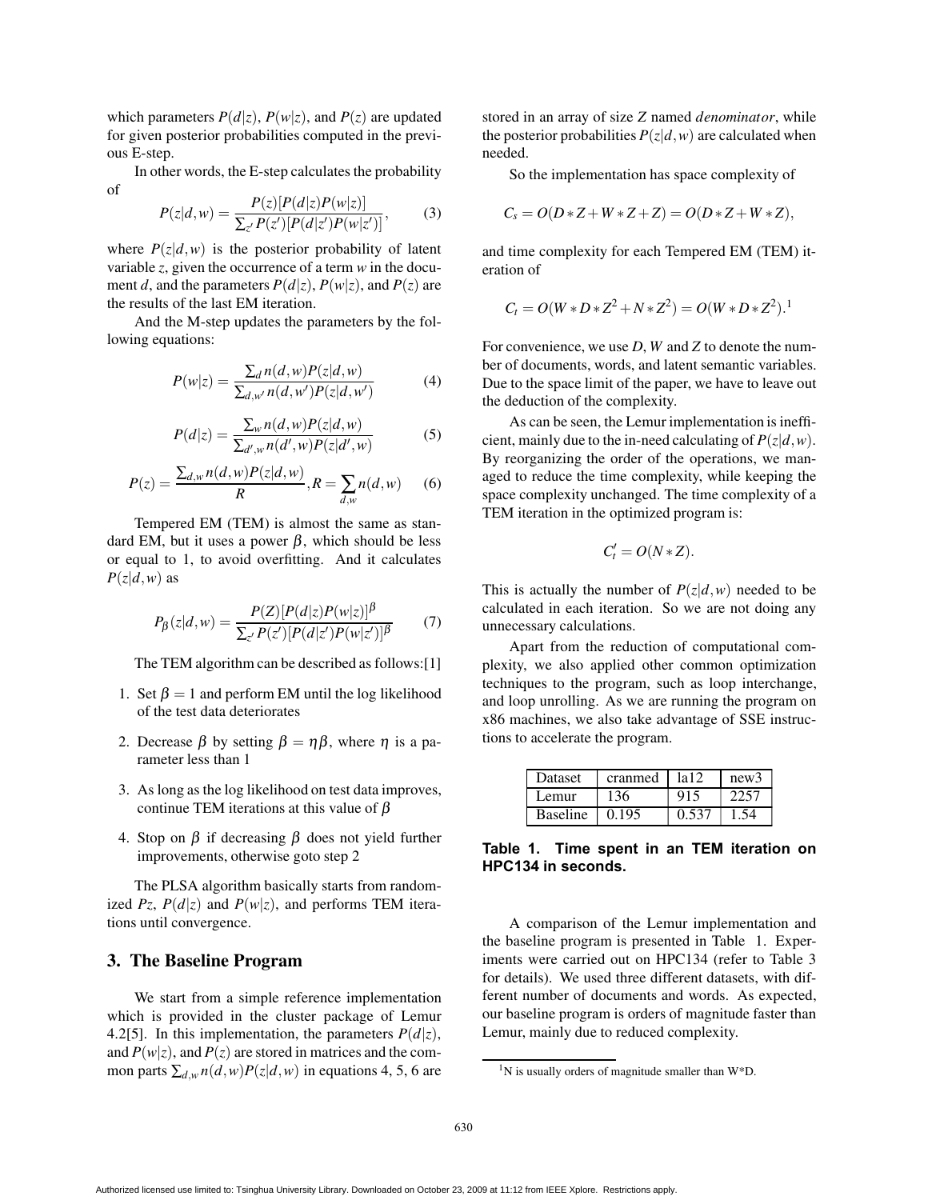which parameters $P(d|z)$, $P(w|z)$, and $P(z)$ are updated for given posterior probabilities computed in the previous E-step.

In other words, the E-step calculates the probability of

$$P(z|d,w) = \frac{P(z)[P(d|z)P(w|z)]}{\sum_{z'} P(z')[P(d|z')P(w|z')]}, \qquad (3)$$

where $P(z|d,w)$ is the posterior probability of latent variable $z$, given the occurrence of a term $w$ in the document $d$, and the parameters $P(d|z)$, $P(w|z)$, and $P(z)$ are the results of the last EM iteration.

And the M-step updates the parameters by the following equations:

$$P(w|z) = \frac{\sum_d n(d,w)P(z|d,w)}{\sum_{d,w'} n(d,w')P(z|d,w')} \qquad (4)$$

$$P(d|z) = \frac{\sum_w n(d,w)P(z|d,w)}{\sum_{d',w} n(d',w)P(z|d',w)} \qquad (5)$$

$$P(z) = \frac{\sum_{d,w} n(d,w)P(z|d,w)}{R}, R = \sum_{d,w} n(d,w) \qquad (6)$$

Tempered EM (TEM) is almost the same as standard EM, but it uses a power $\beta$, which should be less or equal to 1, to avoid overfitting. And it calculates $P(z|d,w)$ as

$$P_\beta(z|d,w) = \frac{P(Z)[P(d|z)P(w|z)]^\beta}{\sum_{z'} P(z')[P(d|z')P(w|z')]^\beta} \qquad (7)$$

The TEM algorithm can be described as follows:[1]

1. Set $\beta = 1$ and perform EM until the log likelihood of the test data deteriorates
2. Decrease $\beta$ by setting $\beta = \eta\beta$, where $\eta$ is a parameter less than 1
3. As long as the log likelihood on test data improves, continue TEM iterations at this value of $\beta$
4. Stop on $\beta$ if decreasing $\beta$ does not yield further improvements, otherwise goto step 2

The PLSA algorithm basically starts from randomized $P_z$, $P(d|z)$ and $P(w|z)$, and performs TEM iterations until convergence.

## 3. The Baseline Program

We start from a simple reference implementation which is provided in the cluster package of Lemur 4.2[5]. In this implementation, the parameters $P(d|z)$, and $P(w|z)$, and $P(z)$ are stored in matrices and the common parts $\sum_{d,w} n(d,w)P(z|d,w)$ in equations 4, 5, 6 are stored in an array of size $Z$ named *denominator*, while the posterior probabilities $P(z|d,w)$ are calculated when needed.

So the implementation has space complexity of

$$C_s = O(D*Z + W*Z + Z) = O(D*Z + W*Z),$$

and time complexity for each Tempered EM (TEM) iteration of

$$C_t = O(W*D*Z^2 + N*Z^2) = O(W*D*Z^2).$$[1]

For convenience, we use $D$, $W$ and $Z$ to denote the number of documents, words, and latent semantic variables. Due to the space limit of the paper, we have to leave out the deduction of the complexity.

As can be seen, the Lemur implementation is inefficient, mainly due to the in-need calculating of $P(z|d,w)$. By reorganizing the order of the operations, we managed to reduce the time complexity, while keeping the space complexity unchanged. The time complexity of a TEM iteration in the optimized program is:

$$C_t' = O(N*Z).$$

This is actually the number of $P(z|d,w)$ needed to be calculated in each iteration. So we are not doing any unnecessary calculations.

Apart from the reduction of computational complexity, we also applied other common optimization techniques to the program, such as loop interchange, and loop unrolling. As we are running the program on x86 machines, we also take advantage of SSE instructions to accelerate the program.

| Dataset | cranmed | la12 | new3 |
|---|---|---|---|
| Lemur | 136 | 915 | 2257 |
| Baseline | 0.195 | 0.537 | 1.54 |

**Table 1. Time spent in an TEM iteration on HPC134 in seconds.**

A comparison of the Lemur implementation and the baseline program is presented in Table 1. Experiments were carried out on HPC134 (refer to Table 3 for details). We used three different datasets, with different number of documents and words. As expected, our baseline program is orders of magnitude faster than Lemur, mainly due to reduced complexity.

[1] N is usually orders of magnitude smaller than W*D.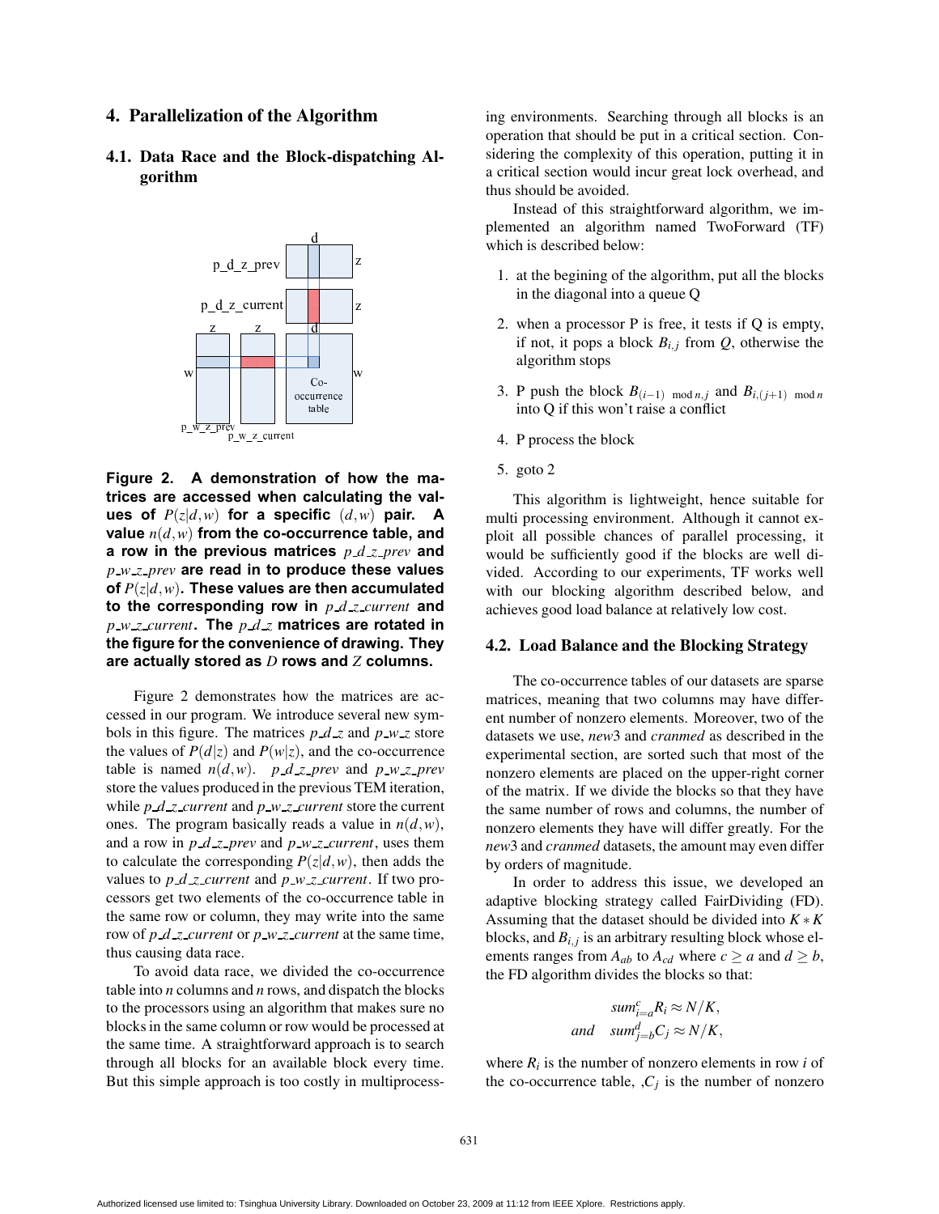## 4. Parallelization of the Algorithm

### 4.1. Data Race and the Block-dispatching Algorithm

**Figure 2. A demonstration of how the matrices are accessed when calculating the values of $P(z|d,w)$ for a specific $(d,w)$ pair. A value $n(d,w)$ from the co-occurrence table, and a row in the previous matrices $p\_d\_z\_prev$ and $p\_w\_z\_prev$ are read in to produce these values of $P(z|d,w)$. These values are then accumulated to the corresponding row in $p\_d\_z\_current$ and $p\_w\_z\_current$. The $p\_d\_z$ matrices are rotated in the figure for the convenience of drawing. They are actually stored as $D$ rows and $Z$ columns.**

Figure 2 demonstrates how the matrices are accessed in our program. We introduce several new symbols in this figure. The matrices $p\_d\_z$ and $p\_w\_z$ store the values of $P(d|z)$ and $P(w|z)$, and the co-occurrence table is named $n(d,w)$. $p\_d\_z\_prev$ and $p\_w\_z\_prev$ store the values produced in the previous TEM iteration, while $p\_d\_z\_current$ and $p\_w\_z\_current$ store the current ones. The program basically reads a value in $n(d,w)$, and a row in $p\_d\_z\_prev$ and $p\_w\_z\_current$, uses them to calculate the corresponding $P(z|d,w)$, then adds the values to $p\_d\_z\_current$ and $p\_w\_z\_current$. If two processors get two elements of the co-occurrence table in the same row or column, they may write into the same row of $p\_d\_z\_current$ or $p\_w\_z\_current$ at the same time, thus causing data race.

To avoid data race, we divided the co-occurrence table into $n$ columns and $n$ rows, and dispatch the blocks to the processors using an algorithm that makes sure no blocks in the same column or row would be processed at the same time. A straightforward approach is to search through all blocks for an available block every time. But this simple approach is too costly in multiprocessing environments. Searching through all blocks is an operation that should be put in a critical section. Considering the complexity of this operation, putting it in a critical section would incur great lock overhead, and thus should be avoided.

Instead of this straightforward algorithm, we implemented an algorithm named TwoForward (TF) which is described below:

1. at the begining of the algorithm, put all the blocks in the diagonal into a queue Q
2. when a processor P is free, it tests if Q is empty, if not, it pops a block $B_{i,j}$ from $Q$, otherwise the algorithm stops
3. P push the block $B_{(i-1) \mod n, j}$ and $B_{i,(j+1) \mod n}$ into Q if this won't raise a conflict
4. P process the block
5. goto 2

This algorithm is lightweight, hence suitable for multi processing environment. Although it cannot exploit all possible chances of parallel processing, it would be sufficiently good if the blocks are well divided. According to our experiments, TF works well with our blocking algorithm described below, and achieves good load balance at relatively low cost.

### 4.2. Load Balance and the Blocking Strategy

The co-occurrence tables of our datasets are sparse matrices, meaning that two columns may have different number of nonzero elements. Moreover, two of the datasets we use, *new*3 and *cranmed* as described in the experimental section, are sorted such that most of the nonzero elements are placed on the upper-right corner of the matrix. If we divide the blocks so that they have the same number of rows and columns, the number of nonzero elements they have will differ greatly. For the *new*3 and *cranmed* datasets, the amount may even differ by orders of magnitude.

In order to address this issue, we developed an adaptive blocking strategy called FairDividing (FD). Assuming that the dataset should be divided into $K * K$ blocks, and $B_{i,j}$ is an arbitrary resulting block whose elements ranges from $A_{ab}$ to $A_{cd}$ where $c \geq a$ and $d \geq b$, the FD algorithm divides the blocks so that:

$$sum_{i=a}^{c} R_i \approx N/K,$$
$$and \quad sum_{j=b}^{d} C_j \approx N/K,$$

where $R_i$ is the number of nonzero elements in row $i$ of the co-occurrence table, ,$C_j$ is the number of nonzero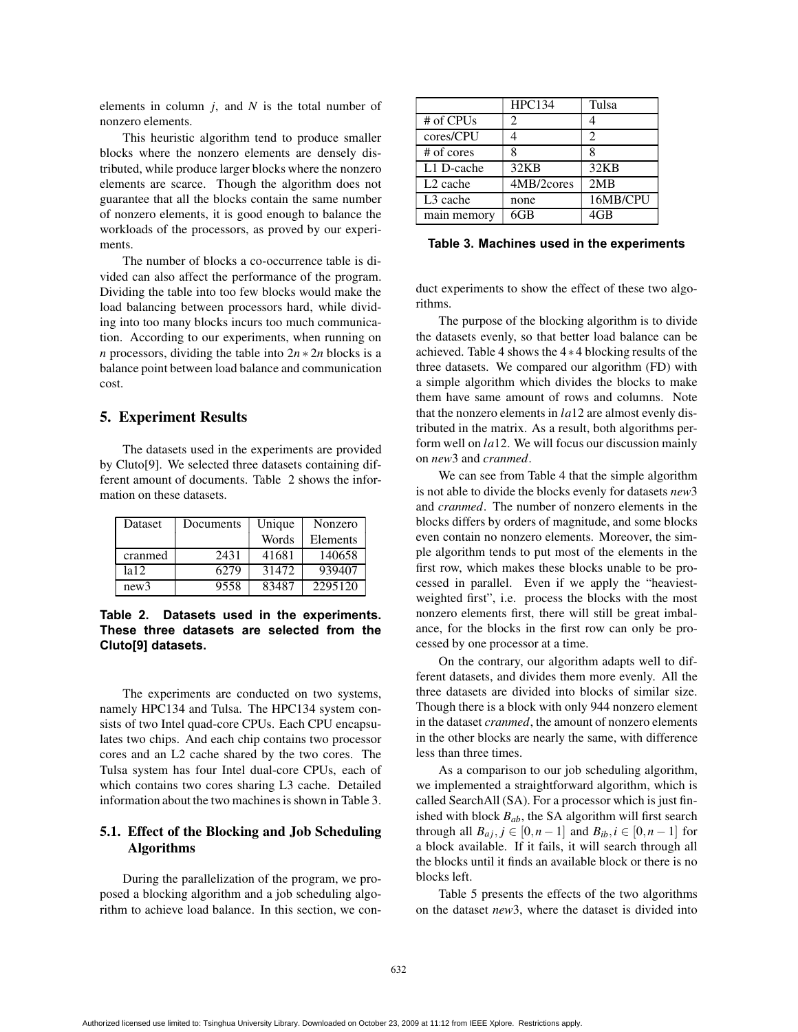elements in column $j$, and $N$ is the total number of nonzero elements.

This heuristic algorithm tend to produce smaller blocks where the nonzero elements are densely distributed, while produce larger blocks where the nonzero elements are scarce. Though the algorithm does not guarantee that all the blocks contain the same number of nonzero elements, it is good enough to balance the workloads of the processors, as proved by our experiments.

The number of blocks a co-occurrence table is divided can also affect the performance of the program. Dividing the table into too few blocks would make the load balancing between processors hard, while dividing into too many blocks incurs too much communication. According to our experiments, when running on $n$ processors, dividing the table into $2n * 2n$ blocks is a balance point between load balance and communication cost.

## 5. Experiment Results

The datasets used in the experiments are provided by Cluto[9]. We selected three datasets containing different amount of documents. Table 2 shows the information on these datasets.

| Dataset | Documents | Unique Words | Nonzero Elements |
|---|---|---|---|
| cranmed | 2431 | 41681 | 140658 |
| la12 | 6279 | 31472 | 939407 |
| new3 | 9558 | 83487 | 2295120 |

**Table 2. Datasets used in the experiments. These three datasets are selected from the Cluto[9] datasets.**

The experiments are conducted on two systems, namely HPC134 and Tulsa. The HPC134 system consists of two Intel quad-core CPUs. Each CPU encapsulates two chips. And each chip contains two processor cores and an L2 cache shared by the two cores. The Tulsa system has four Intel dual-core CPUs, each of which contains two cores sharing L3 cache. Detailed information about the two machines is shown in Table 3.

### 5.1. Effect of the Blocking and Job Scheduling Algorithms

During the parallelization of the program, we proposed a blocking algorithm and a job scheduling algorithm to achieve load balance. In this section, we conduct experiments to show the effect of these two algorithms.

| | HPC134 | Tulsa |
|---|---|---|
| # of CPUs | 2 | 4 |
| cores/CPU | 4 | 2 |
| # of cores | 8 | 8 |
| L1 D-cache | 32KB | 32KB |
| L2 cache | 4MB/2cores | 2MB |
| L3 cache | none | 16MB/CPU |
| main memory | 6GB | 4GB |

**Table 3. Machines used in the experiments**

The purpose of the blocking algorithm is to divide the datasets evenly, so that better load balance can be achieved. Table 4 shows the $4*4$ blocking results of the three datasets. We compared our algorithm (FD) with a simple algorithm which divides the blocks to make them have same amount of rows and columns. Note that the nonzero elements in *la*12 are almost evenly distributed in the matrix. As a result, both algorithms perform well on *la*12. We will focus our discussion mainly on *new*3 and *cranmed*.

We can see from Table 4 that the simple algorithm is not able to divide the blocks evenly for datasets *new*3 and *cranmed*. The number of nonzero elements in the blocks differs by orders of magnitude, and some blocks even contain no nonzero elements. Moreover, the simple algorithm tends to put most of the elements in the first row, which makes these blocks unable to be processed in parallel. Even if we apply the "heaviest-weighted first", i.e. process the blocks with the most nonzero elements first, there will still be great imbalance, for the blocks in the first row can only be processed by one processor at a time.

On the contrary, our algorithm adapts well to different datasets, and divides them more evenly. All the three datasets are divided into blocks of similar size. Though there is a block with only 944 nonzero element in the dataset *cranmed*, the amount of nonzero elements in the other blocks are nearly the same, with difference less than three times.

As a comparison to our job scheduling algorithm, we implemented a straightforward algorithm, which is called SearchAll (SA). For a processor which is just finished with block $B_{ab}$, the SA algorithm will first search through all $B_{aj}, j \in [0, n-1]$ and $B_{ib}, i \in [0, n-1]$ for a block available. If it fails, it will search through all the blocks until it finds an available block or there is no blocks left.

Table 5 presents the effects of the two algorithms on the dataset *new*3, where the dataset is divided into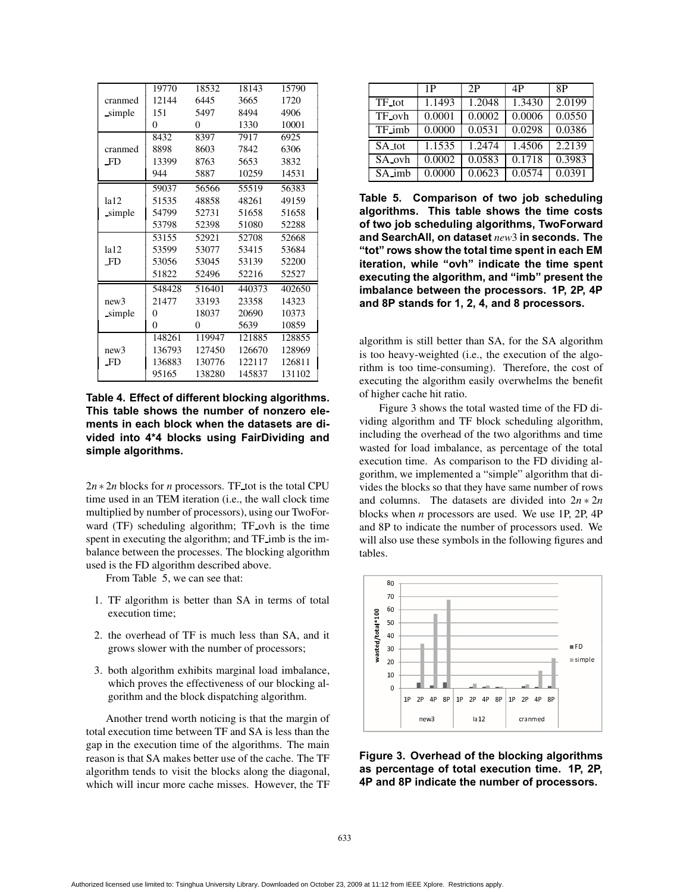| Dataset | | | | |
|---|---|---|---|---|
| cranmed_simple | 19770 | 18532 | 18143 | 15790 |
| | 12144 | 6445 | 3665 | 1720 |
| | 151 | 5497 | 8494 | 4906 |
| | 0 | 0 | 1330 | 10001 |
| cranmed_FD | 8432 | 8397 | 7917 | 6925 |
| | 8898 | 8603 | 7842 | 6306 |
| | 13399 | 8763 | 5653 | 3832 |
| | 944 | 5887 | 10259 | 14531 |
| la12_simple | 59037 | 56566 | 55519 | 56383 |
| | 51535 | 48858 | 48261 | 49159 |
| | 54799 | 52731 | 51658 | 51658 |
| | 53798 | 52398 | 51080 | 52288 |
| la12_FD | 53155 | 52921 | 52708 | 52668 |
| | 53599 | 53077 | 53415 | 53684 |
| | 53056 | 53045 | 53139 | 52200 |
| | 51822 | 52496 | 52216 | 52527 |
| new3_simple | 548428 | 516401 | 440373 | 402650 |
| | 21477 | 33193 | 23358 | 14323 |
| | 0 | 18037 | 20690 | 10373 |
| | 0 | 0 | 5639 | 10859 |
| new3_FD | 148261 | 119947 | 121885 | 128855 |
| | 136793 | 127450 | 126670 | 128969 |
| | 136883 | 130776 | 122117 | 126811 |
| | 95165 | 138280 | 145837 | 131102 |

**Table 4. Effect of different blocking algorithms. This table shows the number of nonzero elements in each block when the datasets are divided into 4\*4 blocks using FairDividing and simple algorithms.**

$2n * 2n$ blocks for $n$ processors. TF_tot is the total CPU time used in an TEM iteration (i.e., the wall clock time multiplied by number of processors), using our TwoForward (TF) scheduling algorithm; TF_ovh is the time spent in executing the algorithm; and TF_imb is the imbalance between the processes. The blocking algorithm used is the FD algorithm described above.

From Table 5, we can see that:

1. TF algorithm is better than SA in terms of total execution time;
2. the overhead of TF is much less than SA, and it grows slower with the number of processors;
3. both algorithm exhibits marginal load imbalance, which proves the effectiveness of our blocking algorithm and the block dispatching algorithm.

Another trend worth noticing is that the margin of total execution time between TF and SA is less than the gap in the execution time of the algorithms. The main reason is that SA makes better use of the cache. The TF algorithm tends to visit the blocks along the diagonal, which will incur more cache misses. However, the TF algorithm is still better than SA, for the SA algorithm is too heavy-weighted (i.e., the execution of the algorithm is too time-consuming). Therefore, the cost of executing the algorithm easily overwhelms the benefit of higher cache hit ratio.

| | 1P | 2P | 4P | 8P |
|---|---|---|---|---|
| TF_tot | 1.1493 | 1.2048 | 1.3430 | 2.0199 |
| TF_ovh | 0.0001 | 0.0002 | 0.0006 | 0.0550 |
| TF_imb | 0.0000 | 0.0531 | 0.0298 | 0.0386 |
| SA_tot | 1.1535 | 1.2474 | 1.4506 | 2.2139 |
| SA_ovh | 0.0002 | 0.0583 | 0.1718 | 0.3983 |
| SA_imb | 0.0000 | 0.0623 | 0.0574 | 0.0391 |

**Table 5. Comparison of two job scheduling algorithms. This table shows the time costs of two job scheduling algorithms, TwoForward and SearchAll, on dataset *new3* in seconds. The "tot" rows show the total time spent in each EM iteration, while "ovh" indicate the time spent executing the algorithm, and "imb" present the imbalance between the processors. 1P, 2P, 4P and 8P stands for 1, 2, 4, and 8 processors.**

Figure 3 shows the total wasted time of the FD dividing algorithm and TF block scheduling algorithm, including the overhead of the two algorithms and time wasted for load imbalance, as percentage of the total execution time. As comparison to the FD dividing algorithm, we implemented a "simple" algorithm that divides the blocks so that they have same number of rows and columns. The datasets are divided into $2n * 2n$ blocks when $n$ processors are used. We use 1P, 2P, 4P and 8P to indicate the number of processors used. We will also use these symbols in the following figures and tables.

**Figure 3. Overhead of the blocking algorithms as percentage of total execution time. 1P, 2P, 4P and 8P indicate the number of processors.**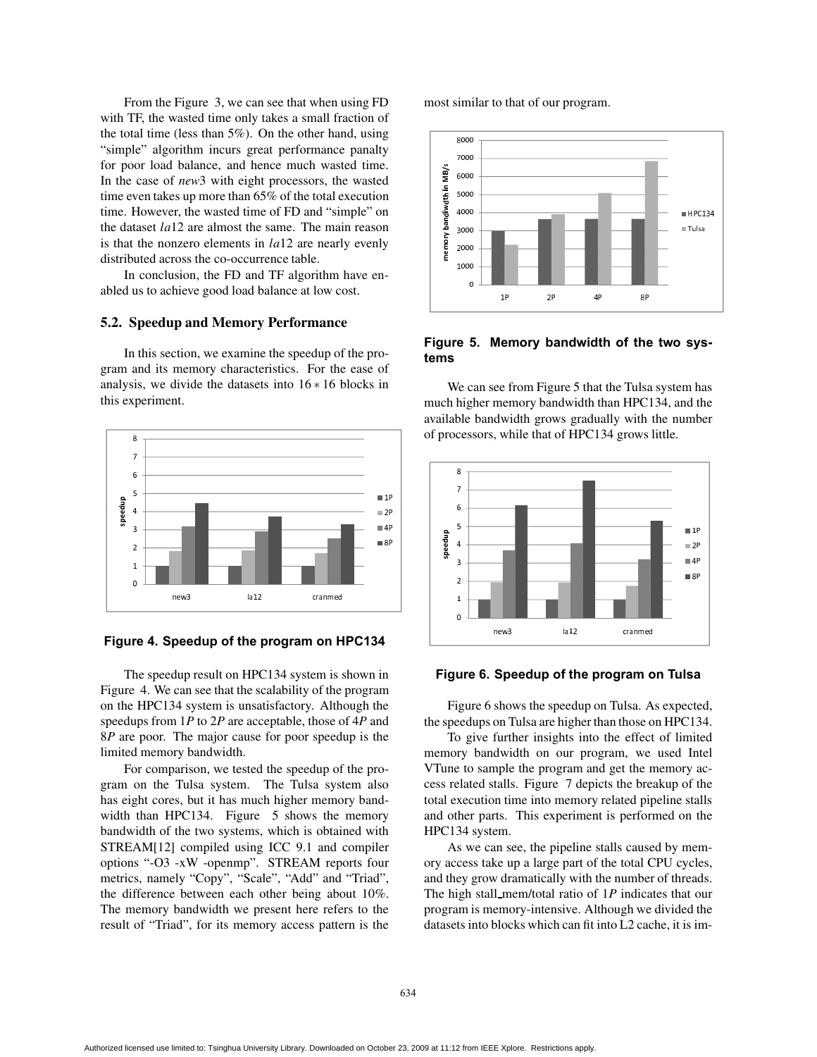From the Figure 3, we can see that when using FD with TF, the wasted time only takes a small fraction of the total time (less than 5%). On the other hand, using "simple" algorithm incurs great performance panalty for poor load balance, and hence much wasted time. In the case of *new*3 with eight processors, the wasted time even takes up more than 65% of the total execution time. However, the wasted time of FD and "simple" on the dataset *la*12 are almost the same. The main reason is that the nonzero elements in *la*12 are nearly evenly distributed across the co-occurrence table.

In conclusion, the FD and TF algorithm have enabled us to achieve good load balance at low cost.

### 5.2. Speedup and Memory Performance

In this section, we examine the speedup of the program and its memory characteristics. For the ease of analysis, we divide the datasets into $16 * 16$ blocks in this experiment.

**Figure 4. Speedup of the program on HPC134**

The speedup result on HPC134 system is shown in Figure 4. We can see that the scalability of the program on the HPC134 system is unsatisfactory. Although the speedups from 1*P* to 2*P* are acceptable, those of 4*P* and 8*P* are poor. The major cause for poor speedup is the limited memory bandwidth.

For comparison, we tested the speedup of the program on the Tulsa system. The Tulsa system also has eight cores, but it has much higher memory bandwidth than HPC134. Figure 5 shows the memory bandwidth of the two systems, which is obtained with STREAM[12] compiled using ICC 9.1 and compiler options "-O3 -xW -openmp". STREAM reports four metrics, namely "Copy", "Scale", "Add" and "Triad", the difference between each other being about 10%. The memory bandwidth we present here refers to the result of "Triad", for its memory access pattern is the most similar to that of our program.

**Figure 5. Memory bandwidth of the two systems**

We can see from Figure 5 that the Tulsa system has much higher memory bandwidth than HPC134, and the available bandwidth grows gradually with the number of processors, while that of HPC134 grows little.

**Figure 6. Speedup of the program on Tulsa**

Figure 6 shows the speedup on Tulsa. As expected, the speedups on Tulsa are higher than those on HPC134.

To give further insights into the effect of limited memory bandwidth on our program, we used Intel VTune to sample the program and get the memory access related stalls. Figure 7 depicts the breakup of the total execution time into memory related pipeline stalls and other parts. This experiment is performed on the HPC134 system.

As we can see, the pipeline stalls caused by memory access take up a large part of the total CPU cycles, and they grow dramatically with the number of threads. The high stall_mem/total ratio of 1*P* indicates that our program is memory-intensive. Although we divided the datasets into blocks which can fit into L2 cache, it is im-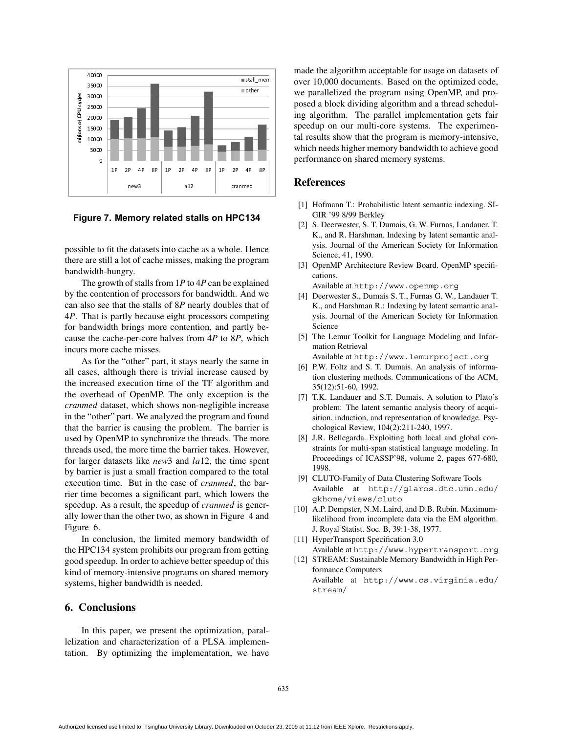40000
35000
30000
25000
20000
15000
10000
5000
0

milions of CPU cycles

stall_mem
other

1P 2P 4P 8P 1P 2P 4P 8P 1P 2P 4P 8P

new3 la12 cranmed

**Figure 7. Memory related stalls on HPC134**

possible to fit the datasets into cache as a whole. Hence there are still a lot of cache misses, making the program bandwidth-hungry.

The growth of stalls from 1*P* to 4*P* can be explained by the contention of processors for bandwidth. And we can also see that the stalls of 8*P* nearly doubles that of 4*P*. That is partly because eight processors competing for bandwidth brings more contention, and partly because the cache-per-core halves from 4*P* to 8*P*, which incurs more cache misses.

As for the "other" part, it stays nearly the same in all cases, although there is trivial increase caused by the increased execution time of the TF algorithm and the overhead of OpenMP. The only exception is the *cranmed* dataset, which shows non-negligible increase in the "other" part. We analyzed the program and found that the barrier is causing the problem. The barrier is used by OpenMP to synchronize the threads. The more threads used, the more time the barrier takes. However, for larger datasets like *new*3 and *la*12, the time spent by barrier is just a small fraction compared to the total execution time. But in the case of *cranmed*, the barrier time becomes a significant part, which lowers the speedup. As a result, the speedup of *cranmed* is generally lower than the other two, as shown in Figure 4 and Figure 6.

In conclusion, the limited memory bandwidth of the HPC134 system prohibits our program from getting good speedup. In order to achieve better speedup of this kind of memory-intensive programs on shared memory systems, higher bandwidth is needed.

## 6. Conclusions

In this paper, we present the optimization, parallelization and characterization of a PLSA implementation. By optimizing the implementation, we have made the algorithm acceptable for usage on datasets of over 10,000 documents. Based on the optimized code, we parallelized the program using OpenMP, and proposed a block dividing algorithm and a thread scheduling algorithm. The parallel implementation gets fair speedup on our multi-core systems. The experimental results show that the program is memory-intensive, which needs higher memory bandwidth to achieve good performance on shared memory systems.

## References

[1] Hofmann T.: Probabilistic latent semantic indexing. SIGIR '99 8/99 Berkley

[2] S. Deerwester, S. T. Dumais, G. W. Furnas, Landauer. T. K., and R. Harshman. Indexing by latent semantic analysis. Journal of the American Society for Information Science, 41, 1990.

[3] OpenMP Architecture Review Board. OpenMP specifications.
Available at http://www.openmp.org

[4] Deerwester S., Dumais S. T., Furnas G. W., Landauer T. K., and Harshman R.: Indexing by latent semantic analysis. Journal of the American Society for Information Science

[5] The Lemur Toolkit for Language Modeling and Information Retrieval
Available at http://www.lemurproject.org

[6] P.W. Foltz and S. T. Dumais. An analysis of information clustering methods. Communications of the ACM, 35(12):51-60, 1992.

[7] T.K. Landauer and S.T. Dumais. A solution to Plato's problem: The latent semantic analysis theory of acquisition, induction, and representation of knowledge. Psychological Review, 104(2):211-240, 1997.

[8] J.R. Bellegarda. Exploiting both local and global constraints for multi-span statistical language modeling. In Proceedings of ICASSP'98, volume 2, pages 677-680, 1998.

[9] CLUTO-Family of Data Clustering Software Tools
Available at http://glaros.dtc.umn.edu/gkhome/views/cluto

[10] A.P. Dempster, N.M. Laird, and D.B. Rubin. Maximum-likelihood from incomplete data via the EM algorithm. J. Royal Statist. Soc. B, 39:1-38, 1977.

[11] HyperTransport Specification 3.0
Available at http://www.hypertransport.org

[12] STREAM: Sustainable Memory Bandwidth in High Performance Computers
Available at http://www.cs.virginia.edu/stream/